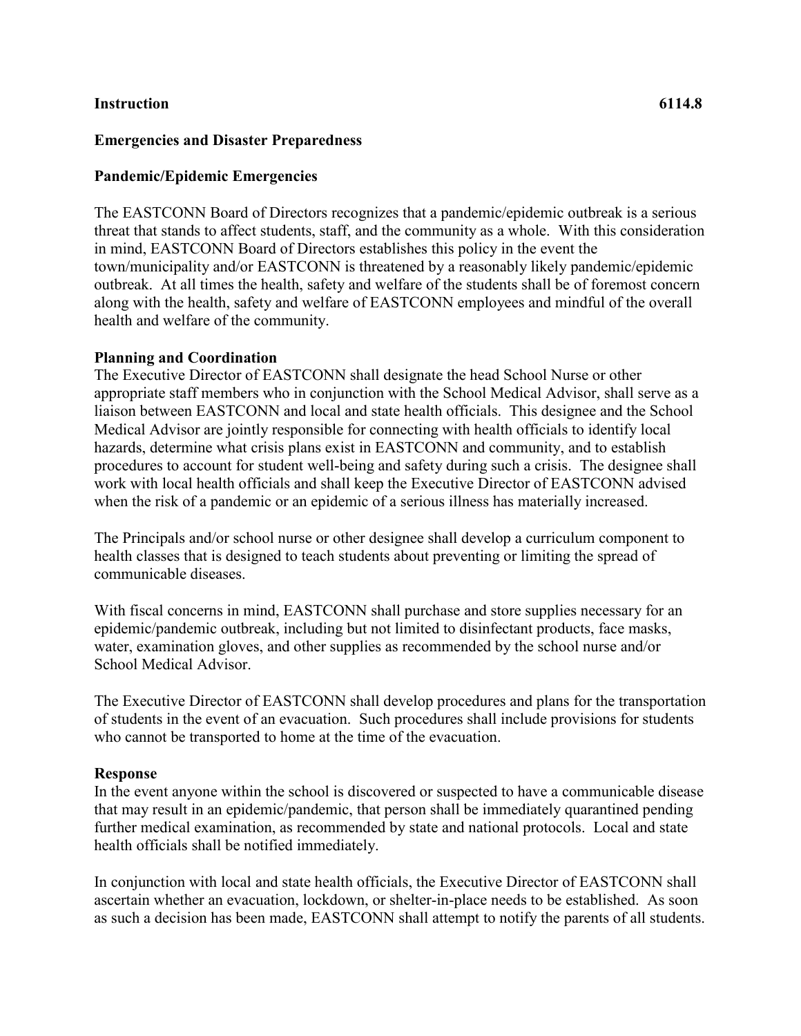**Instruction 6114.8**

**Emergencies and Disaster Preparedness**

**Pandemic/Epidemic Emergencies**

The EASTCONN Board of Directors recognizes that a pandemic/epidemic outbreak is a serious threat that stands to affect students, staff, and the community as a whole. With this consideration in mind, EASTCONN Board of Directors establishes this policy in the event the town/municipality and/or EASTCONN is threatened by a reasonably likely pandemic/epidemic outbreak. At all times the health, safety and welfare of the students shall be of foremost concern along with the health, safety and welfare of EASTCONN employees and mindful of the overall health and welfare of the community.

**Planning and Coordination**

The Executive Director of EASTCONN shall designate the head School Nurse or other appropriate staff members who in conjunction with the School Medical Advisor, shall serve as a liaison between EASTCONN and local and state health officials. This designee and the School Medical Advisor are jointly responsible for connecting with health officials to identify local hazards, determine what crisis plans exist in EASTCONN and community, and to establish procedures to account for student well-being and safety during such a crisis. The designee shall work with local health officials and shall keep the Executive Director of EASTCONN advised when the risk of a pandemic or an epidemic of a serious illness has materially increased.

The Principals and/or school nurse or other designee shall develop a curriculum component to health classes that is designed to teach students about preventing or limiting the spread of communicable diseases.

With fiscal concerns in mind, EASTCONN shall purchase and store supplies necessary for an epidemic/pandemic outbreak, including but not limited to disinfectant products, face masks, water, examination gloves, and other supplies as recommended by the school nurse and/or School Medical Advisor.

The Executive Director of EASTCONN shall develop procedures and plans for the transportation of students in the event of an evacuation. Such procedures shall include provisions for students who cannot be transported to home at the time of the evacuation.

**Response**

In the event anyone within the school is discovered or suspected to have a communicable disease that may result in an epidemic/pandemic, that person shall be immediately quarantined pending further medical examination, as recommended by state and national protocols. Local and state health officials shall be notified immediately.

In conjunction with local and state health officials, the Executive Director of EASTCONN shall ascertain whether an evacuation, lockdown, or shelter-in-place needs to be established. As soon as such a decision has been made, EASTCONN shall attempt to notify the parents of all students.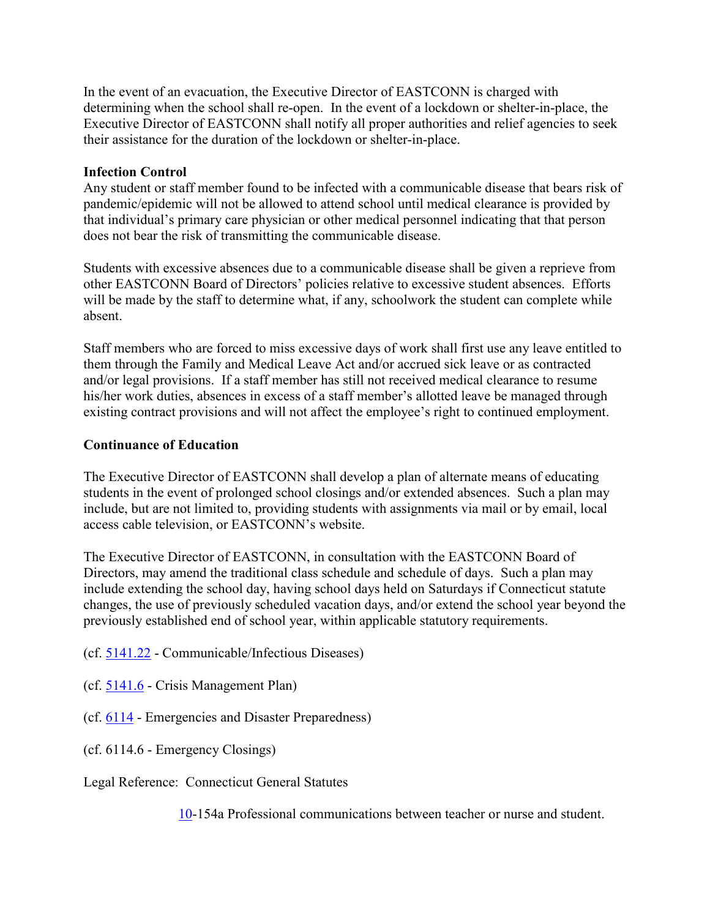In the event of an evacuation, the Executive Director of EASTCONN is charged with determining when the school shall re-open. In the event of a lockdown or shelter-in-place, the Executive Director of EASTCONN shall notify all proper authorities and relief agencies to seek their assistance for the duration of the lockdown or shelter-in-place.

**Infection Control**

Any student or staff member found to be infected with a communicable disease that bears risk of pandemic/epidemic will not be allowed to attend school until medical clearance is provided by that individual's primary care physician or other medical personnel indicating that that person does not bear the risk of transmitting the communicable disease.

Students with excessive absences due to a communicable disease shall be given a reprieve from other EASTCONN Board of Directors' policies relative to excessive student absences. Efforts will be made by the staff to determine what, if any, schoolwork the student can complete while absent.

Staff members who are forced to miss excessive days of work shall first use any leave entitled to them through the Family and Medical Leave Act and/or accrued sick leave or as contracted and/or legal provisions. If a staff member has still not received medical clearance to resume his/her work duties, absences in excess of a staff member's allotted leave be managed through existing contract provisions and will not affect the employee's right to continued employment.

**Continuance of Education**

The Executive Director of EASTCONN shall develop a plan of alternate means of educating students in the event of prolonged school closings and/or extended absences. Such a plan may include, but are not limited to, providing students with assignments via mail or by email, local access cable television, or EASTCONN's website.

The Executive Director of EASTCONN, in consultation with the EASTCONN Board of Directors, may amend the traditional class schedule and schedule of days. Such a plan may include extending the school day, having school days held on Saturdays if Connecticut statute changes, the use of previously scheduled vacation days, and/or extend the school year beyond the previously established end of school year, within applicable statutory requirements.

(cf. 5141.22 - Communicable/Infectious Diseases)

(cf. 5141.6 - Crisis Management Plan)

(cf. 6114 - Emergencies and Disaster Preparedness)

(cf. 6114.6 - Emergency Closings)

Legal Reference: Connecticut General Statutes

10-154a Professional communications between teacher or nurse and student.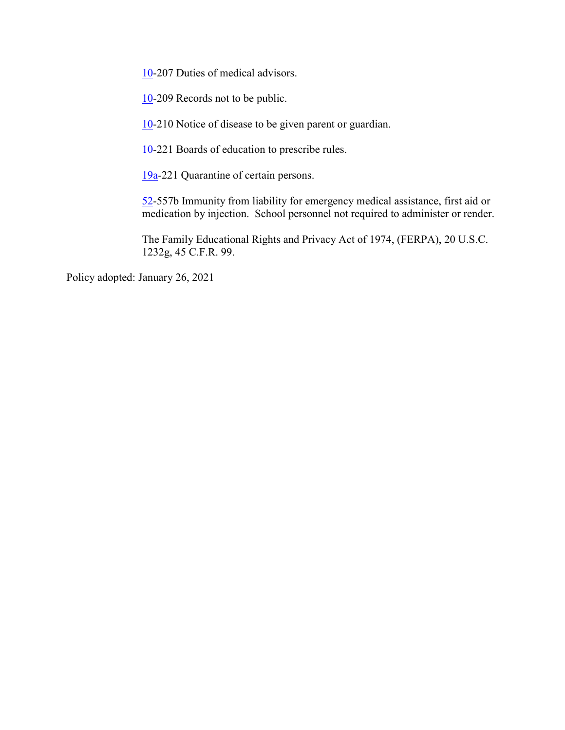10-207 Duties of medical advisors.

10-209 Records not to be public.

10-210 Notice of disease to be given parent or guardian.

10-221 Boards of education to prescribe rules.

19a-221 Quarantine of certain persons.

52-557b Immunity from liability for emergency medical assistance, first aid or medication by injection. School personnel not required to administer or render.

The Family Educational Rights and Privacy Act of 1974, (FERPA), 20 U.S.C. 1232g, 45 C.F.R. 99.

Policy adopted: January 26, 2021